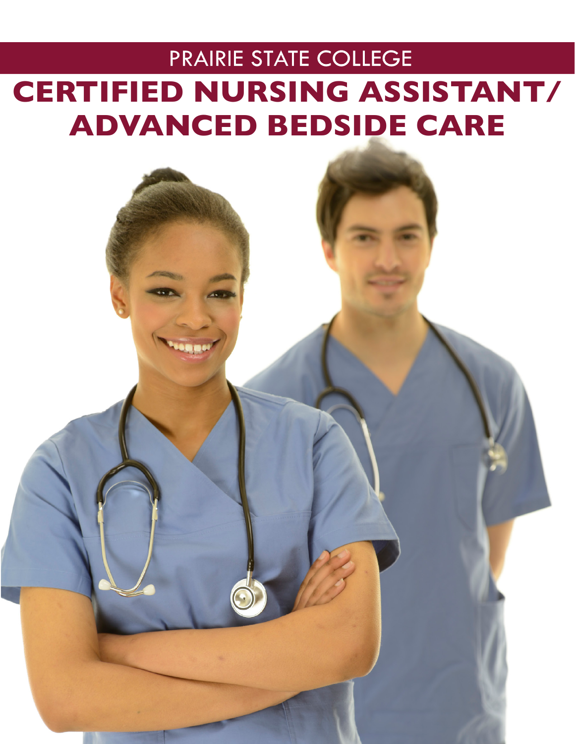PRAIRIE STATE COLLEGE

# CERTIFIED NURSING ASSISTANT/ ADVANCED BEDSIDE CARE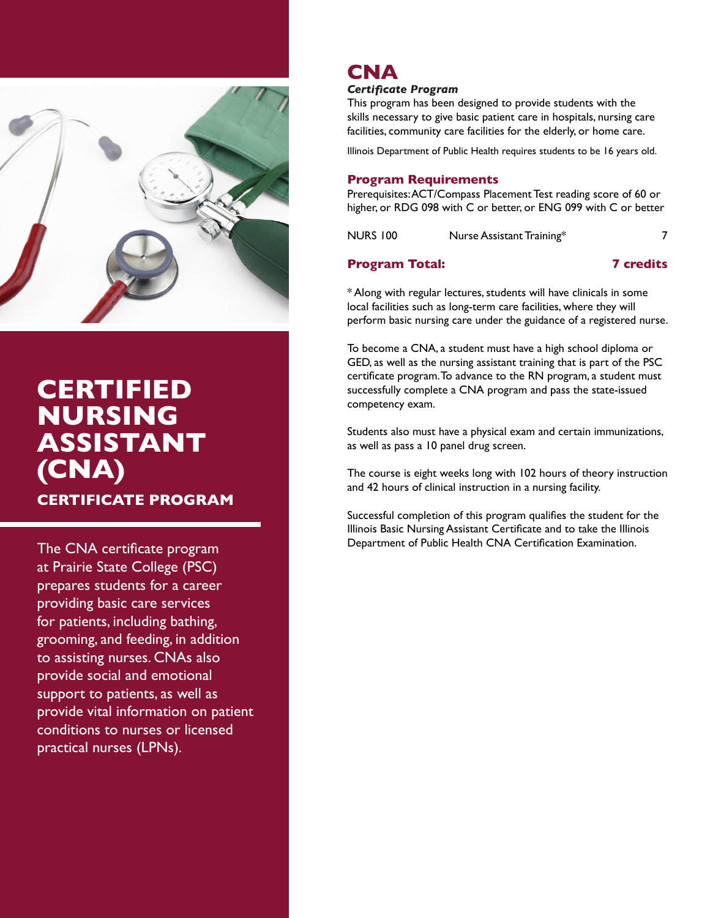# CERTIFIED NURSING ASSISTANT (CNA)

## CERTIFICATE PROGRAM

The CNA certificate program at Prairie State College (PSC) prepares students for a career providing basic care services for patients, including bathing, grooming, and feeding, in addition to assisting nurses. CNAs also provide social and emotional support to patients, as well as provide vital information on patient conditions to nurses or licensed practical nurses (LPNs).

# CNA

***Certificate Program***

This program has been designed to provide students with the skills necessary to give basic patient care in hospitals, nursing care facilities, community care facilities for the elderly, or home care.

Illinois Department of Public Health requires students to be 16 years old.

### Program Requirements

Prerequisites: ACT/Compass Placement Test reading score of 60 or higher, or RDG 098 with C or better, or ENG 099 with C or better

| | | |
|---|---|---|
| NURS 100 | Nurse Assistant Training* | 7 |
| **Program Total:** | | **7 credits** |

* Along with regular lectures, students will have clinicals in some local facilities such as long-term care facilities, where they will perform basic nursing care under the guidance of a registered nurse.

To become a CNA, a student must have a high school diploma or GED, as well as the nursing assistant training that is part of the PSC certificate program. To advance to the RN program, a student must successfully complete a CNA program and pass the state-issued competency exam.

Students also must have a physical exam and certain immunizations, as well as pass a 10 panel drug screen.

The course is eight weeks long with 102 hours of theory instruction and 42 hours of clinical instruction in a nursing facility.

Successful completion of this program qualifies the student for the Illinois Basic Nursing Assistant Certificate and to take the Illinois Department of Public Health CNA Certification Examination.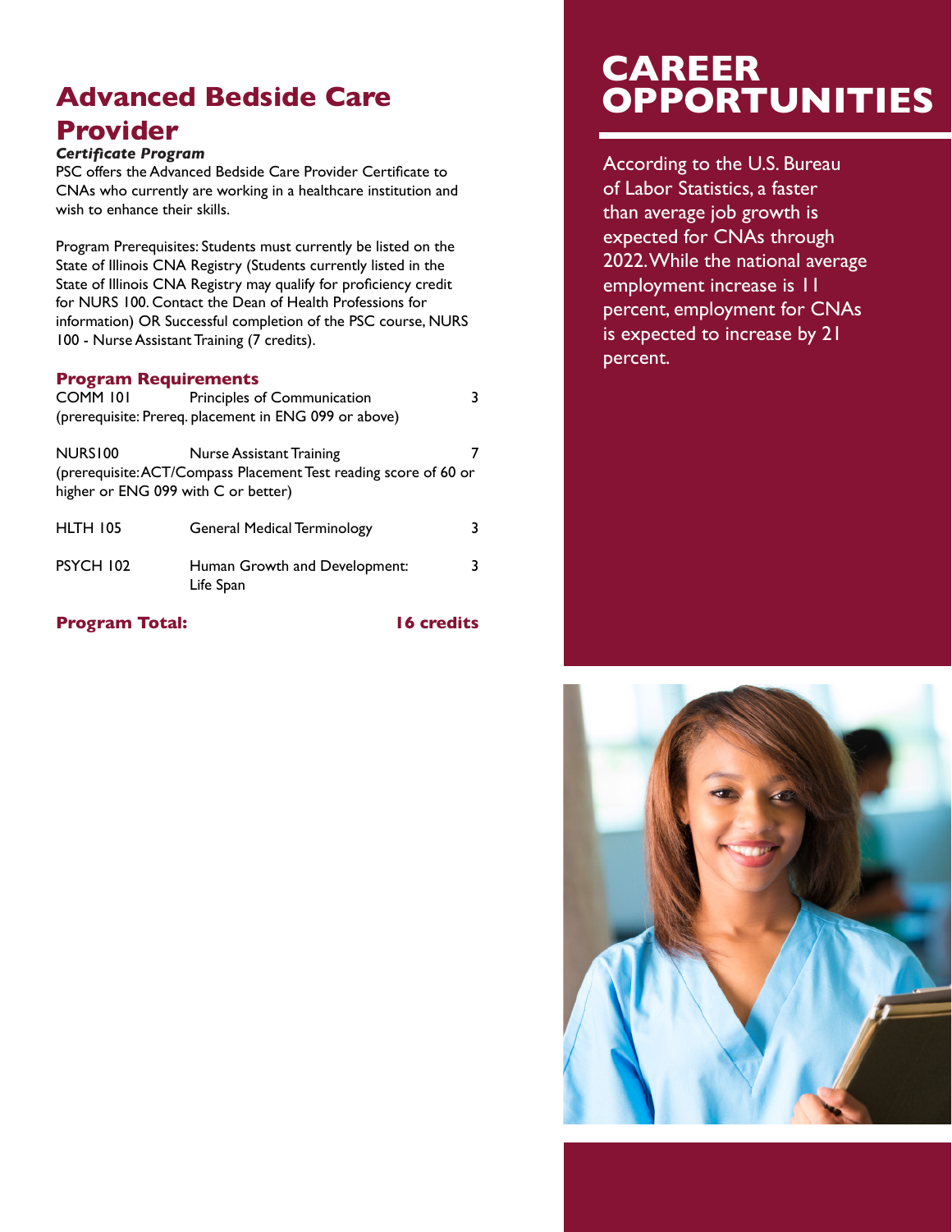# Advanced Bedside Care Provider

***Certificate Program***

PSC offers the Advanced Bedside Care Provider Certificate to CNAs who currently are working in a healthcare institution and wish to enhance their skills.

Program Prerequisites: Students must currently be listed on the State of Illinois CNA Registry (Students currently listed in the State of Illinois CNA Registry may qualify for proficiency credit for NURS 100. Contact the Dean of Health Professions for information) OR Successful completion of the PSC course, NURS 100 - Nurse Assistant Training (7 credits).

## Program Requirements

| Course | Title | Credits |
|---|---|---|
| COMM 101 | Principles of Communication | 3 |
| (prerequisite: Prereq. placement in ENG 099 or above) | | |
| NURS100 | Nurse Assistant Training | 7 |
| (prerequisite: ACT/Compass Placement Test reading score of 60 or higher or ENG 099 with C or better) | | |
| HLTH 105 | General Medical Terminology | 3 |
| PSYCH 102 | Human Growth and Development: Life Span | 3 |

**Program Total: 16 credits**

# CAREER OPPORTUNITIES

According to the U.S. Bureau of Labor Statistics, a faster than average job growth is expected for CNAs through 2022. While the national average employment increase is 11 percent, employment for CNAs is expected to increase by 21 percent.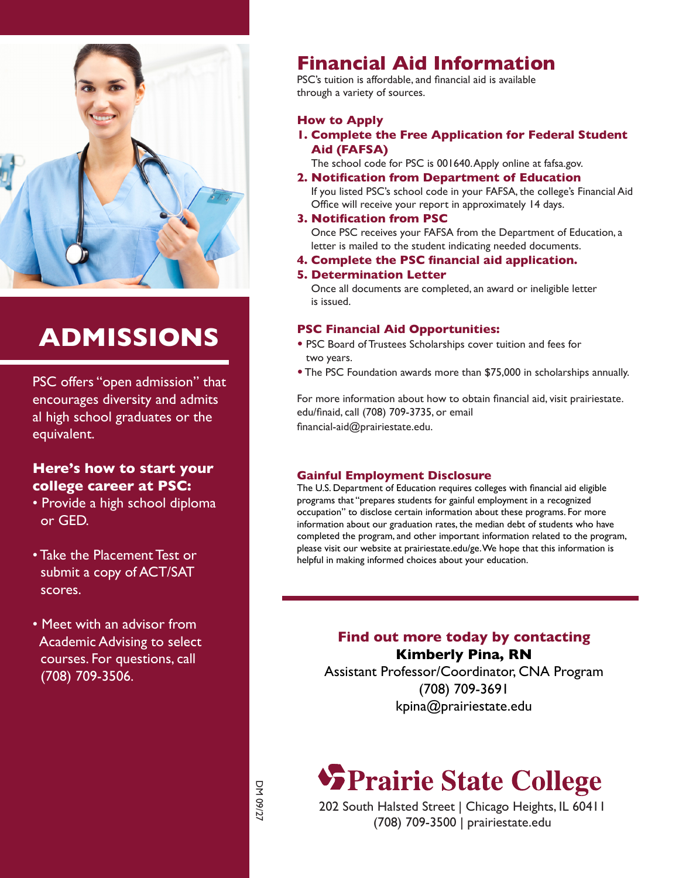# ADMISSIONS

PSC offers "open admission" that encourages diversity and admits al high school graduates or the equivalent.

**Here's how to start your college career at PSC:**

- Provide a high school diploma or GED.
- Take the Placement Test or submit a copy of ACT/SAT scores.
- Meet with an advisor from Academic Advising to select courses. For questions, call (708) 709-3506.

DM 09/27

# Financial Aid Information

PSC's tuition is affordable, and financial aid is available through a variety of sources.

### How to Apply

1. **Complete the Free Application for Federal Student Aid (FAFSA)**
   The school code for PSC is 001640. Apply online at fafsa.gov.
2. **Notification from Department of Education**
   If you listed PSC's school code in your FAFSA, the college's Financial Aid Office will receive your report in approximately 14 days.
3. **Notification from PSC**
   Once PSC receives your FAFSA from the Department of Education, a letter is mailed to the student indicating needed documents.
4. **Complete the PSC financial aid application.**
5. **Determination Letter**
   Once all documents are completed, an award or ineligible letter is issued.

### PSC Financial Aid Opportunities:

- PSC Board of Trustees Scholarships cover tuition and fees for two years.
- The PSC Foundation awards more than $75,000 in scholarships annually.

For more information about how to obtain financial aid, visit prairiestate.edu/finaid, call (708) 709-3735, or email financial-aid@prairiestate.edu.

### Gainful Employment Disclosure

The U.S. Department of Education requires colleges with financial aid eligible programs that "prepares students for gainful employment in a recognized occupation" to disclose certain information about these programs. For more information about our graduation rates, the median debt of students who have completed the program, and other important information related to the program, please visit our website at prairiestate.edu/ge. We hope that this information is helpful in making informed choices about your education.

### Find out more today by contacting

**Kimberly Pina, RN**
Assistant Professor/Coordinator, CNA Program
(708) 709-3691
kpina@prairiestate.edu

**Prairie State College**
202 South Halsted Street | Chicago Heights, IL 60411
(708) 709-3500 | prairiestate.edu